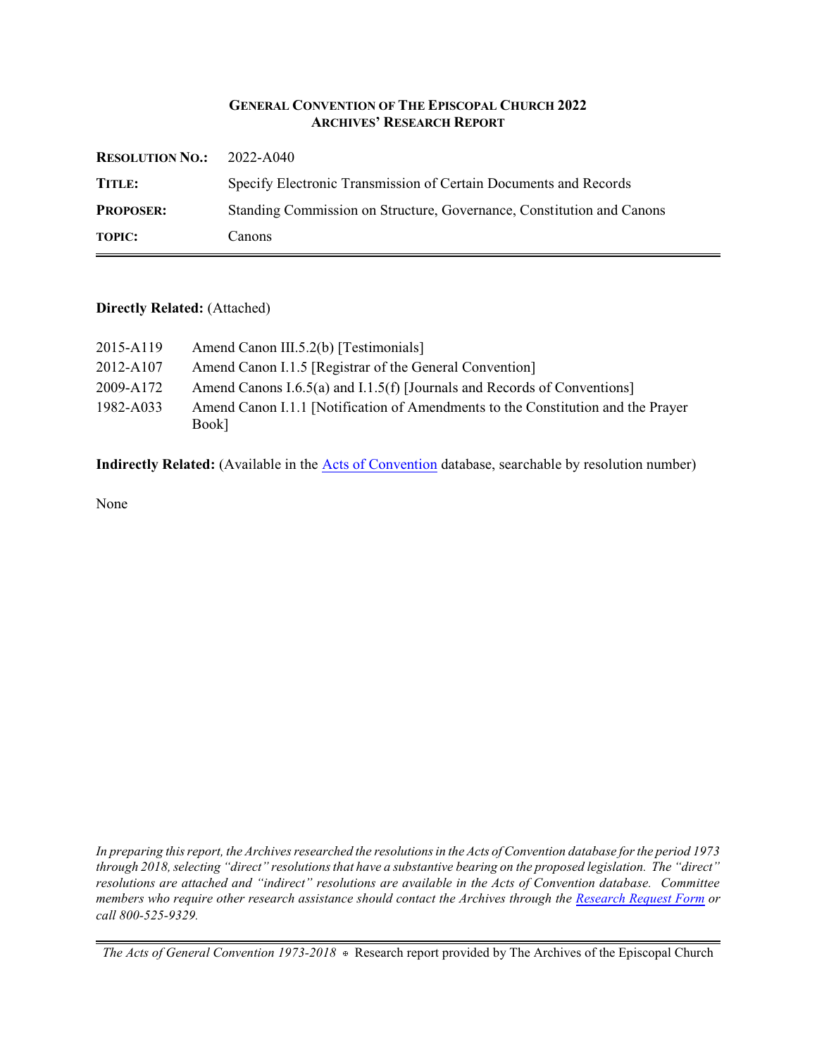## GENERAL CONVENTION OF THE EPISCOPAL CHURCH 2022
### ARCHIVES' RESEARCH REPORT

| | |
|---|---|
| **RESOLUTION NO.:** | 2022-A040 |
| **TITLE:** | Specify Electronic Transmission of Certain Documents and Records |
| **PROPOSER:** | Standing Commission on Structure, Governance, Constitution and Canons |
| **TOPIC:** | Canons |

**Directly Related:** (Attached)

| | |
|---|---|
| 2015-A119 | Amend Canon III.5.2(b) [Testimonials] |
| 2012-A107 | Amend Canon I.1.5 [Registrar of the General Convention] |
| 2009-A172 | Amend Canons I.6.5(a) and I.1.5(f) [Journals and Records of Conventions] |
| 1982-A033 | Amend Canon I.1.1 [Notification of Amendments to the Constitution and the Prayer Book] |

**Indirectly Related:** (Available in the Acts of Convention database, searchable by resolution number)

None

*In preparing this report, the Archives researched the resolutions in the Acts of Convention database for the period 1973 through 2018, selecting "direct" resolutions that have a substantive bearing on the proposed legislation. The "direct" resolutions are attached and "indirect" resolutions are available in the Acts of Convention database. Committee members who require other research assistance should contact the Archives through the Research Request Form or call 800-525-9329.*

*The Acts of General Convention 1973-2018* ⊕ Research report provided by The Archives of the Episcopal Church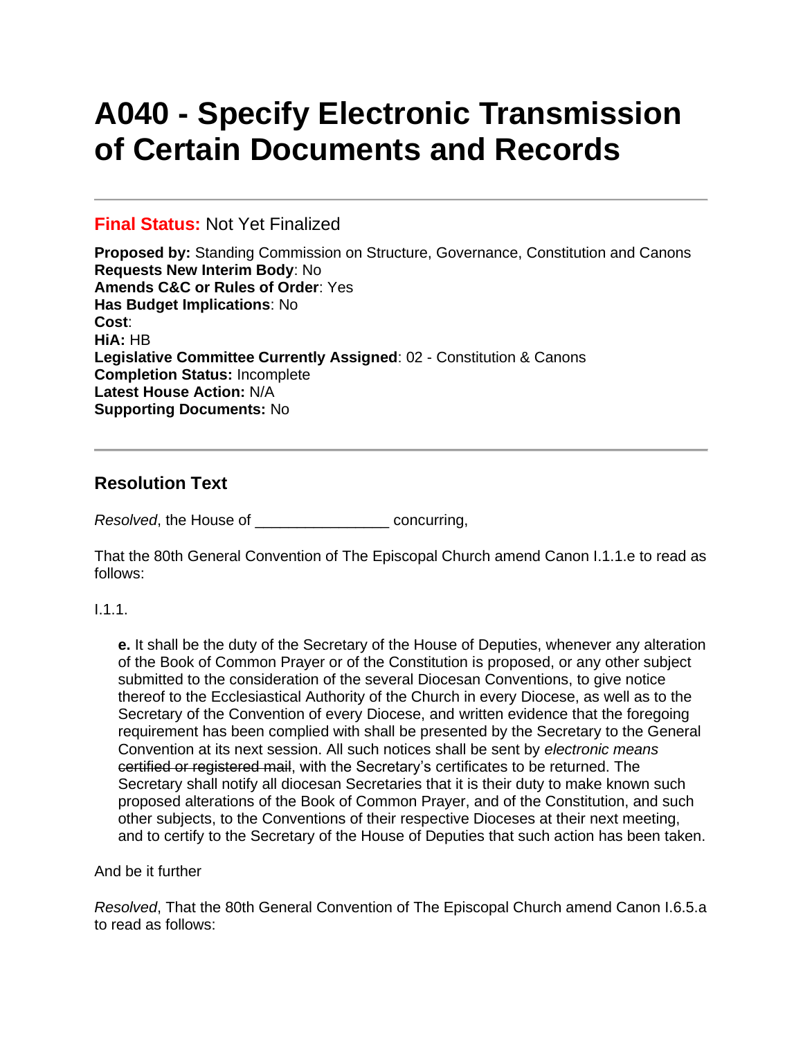# A040 - Specify Electronic Transmission of Certain Documents and Records

---

**Final Status:** Not Yet Finalized

**Proposed by:** Standing Commission on Structure, Governance, Constitution and Canons
**Requests New Interim Body**: No
**Amends C&C or Rules of Order**: Yes
**Has Budget Implications**: No
**Cost**:
**HiA:** HB
**Legislative Committee Currently Assigned**: 02 - Constitution & Canons
**Completion Status:** Incomplete
**Latest House Action:** N/A
**Supporting Documents:** No

---

## Resolution Text

*Resolved*, the House of _______________ concurring,

That the 80th General Convention of The Episcopal Church amend Canon I.1.1.e to read as follows:

I.1.1.

> **e.** It shall be the duty of the Secretary of the House of Deputies, whenever any alteration of the Book of Common Prayer or of the Constitution is proposed, or any other subject submitted to the consideration of the several Diocesan Conventions, to give notice thereof to the Ecclesiastical Authority of the Church in every Diocese, as well as to the Secretary of the Convention of every Diocese, and written evidence that the foregoing requirement has been complied with shall be presented by the Secretary to the General Convention at its next session. All such notices shall be sent by *electronic means* ~~certified or registered mail~~, with the Secretary's certificates to be returned. The Secretary shall notify all diocesan Secretaries that it is their duty to make known such proposed alterations of the Book of Common Prayer, and of the Constitution, and such other subjects, to the Conventions of their respective Dioceses at their next meeting, and to certify to the Secretary of the House of Deputies that such action has been taken.

And be it further

*Resolved*, That the 80th General Convention of The Episcopal Church amend Canon I.6.5.a to read as follows: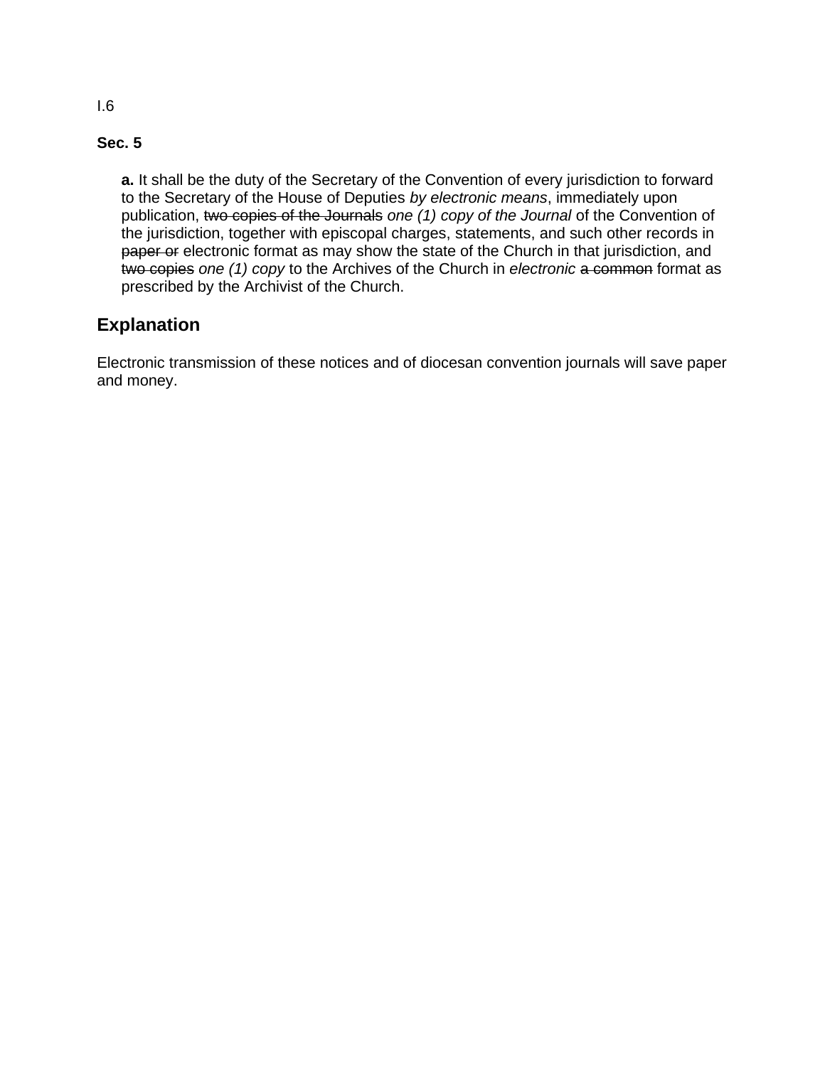I.6

**Sec. 5**

**a.** It shall be the duty of the Secretary of the Convention of every jurisdiction to forward to the Secretary of the House of Deputies *by electronic means*, immediately upon publication, ~~two copies of the Journals~~ *one (1) copy of the Journal* of the Convention of the jurisdiction, together with episcopal charges, statements, and such other records in ~~paper or~~ electronic format as may show the state of the Church in that jurisdiction, and ~~two copies~~ *one (1) copy* to the Archives of the Church in *electronic* ~~a common~~ format as prescribed by the Archivist of the Church.

## Explanation

Electronic transmission of these notices and of diocesan convention journals will save paper and money.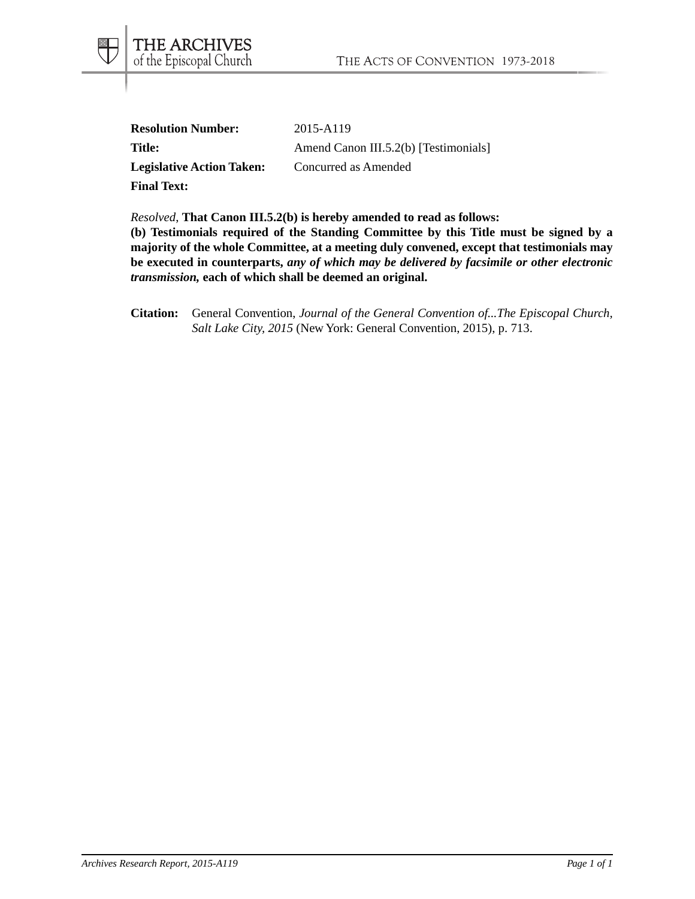**Resolution Number:** 2015-A119

**Title:** Amend Canon III.5.2(b) [Testimonials]

**Legislative Action Taken:** Concurred as Amended

**Final Text:**

*Resolved,* **That Canon III.5.2(b) is hereby amended to read as follows:**
**(b) Testimonials required of the Standing Committee by this Title must be signed by a majority of the whole Committee, at a meeting duly convened, except that testimonials may be executed in counterparts,** ***any of which may be delivered by facsimile or other electronic transmission,*** **each of which shall be deemed an original.**

**Citation:** General Convention, *Journal of the General Convention of...The Episcopal Church, Salt Lake City, 2015* (New York: General Convention, 2015), p. 713.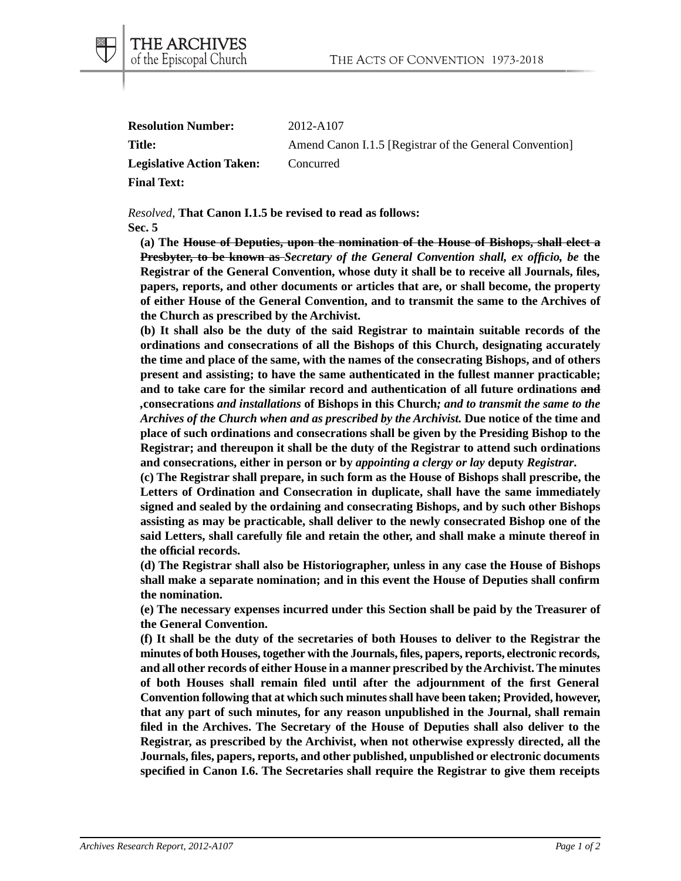**Resolution Number:** 2012-A107

**Title:** Amend Canon I.1.5 [Registrar of the General Convention]

**Legislative Action Taken:** Concurred

**Final Text:**

*Resolved,* **That Canon I.1.5 be revised to read as follows:**

**Sec. 5**

**(a) The ~~House of Deputies, upon the nomination of the House of Bishops, shall elect a Presbyter, to be known as~~ *Secretary of the General Convention shall, ex officio, be* the Registrar of the General Convention, whose duty it shall be to receive all Journals, files, papers, reports, and other documents or articles that are, or shall become, the property of either House of the General Convention, and to transmit the same to the Archives of the Church as prescribed by the Archivist.**

**(b) It shall also be the duty of the said Registrar to maintain suitable records of the ordinations and consecrations of all the Bishops of this Church, designating accurately the time and place of the same, with the names of the consecrating Bishops, and of others present and assisting; to have the same authenticated in the fullest manner practicable; and to take care for the similar record and authentication of all future ordinations ~~and~~ ,consecrations *and installations* of Bishops in this Church*; and to transmit the same to the Archives of the Church when and as prescribed by the Archivist.* Due notice of the time and place of such ordinations and consecrations shall be given by the Presiding Bishop to the Registrar; and thereupon it shall be the duty of the Registrar to attend such ordinations and consecrations, either in person or by *appointing a clergy or lay* deputy *Registrar*.**

**(c) The Registrar shall prepare, in such form as the House of Bishops shall prescribe, the Letters of Ordination and Consecration in duplicate, shall have the same immediately signed and sealed by the ordaining and consecrating Bishops, and by such other Bishops assisting as may be practicable, shall deliver to the newly consecrated Bishop one of the said Letters, shall carefully file and retain the other, and shall make a minute thereof in the official records.**

**(d) The Registrar shall also be Historiographer, unless in any case the House of Bishops shall make a separate nomination; and in this event the House of Deputies shall confirm the nomination.**

**(e) The necessary expenses incurred under this Section shall be paid by the Treasurer of the General Convention.**

**(f) It shall be the duty of the secretaries of both Houses to deliver to the Registrar the minutes of both Houses, together with the Journals, files, papers, reports, electronic records, and all other records of either House in a manner prescribed by the Archivist. The minutes of both Houses shall remain filed until after the adjournment of the first General Convention following that at which such minutes shall have been taken; Provided, however, that any part of such minutes, for any reason unpublished in the Journal, shall remain filed in the Archives. The Secretary of the House of Deputies shall also deliver to the Registrar, as prescribed by the Archivist, when not otherwise expressly directed, all the Journals, files, papers, reports, and other published, unpublished or electronic documents specified in Canon I.6. The Secretaries shall require the Registrar to give them receipts**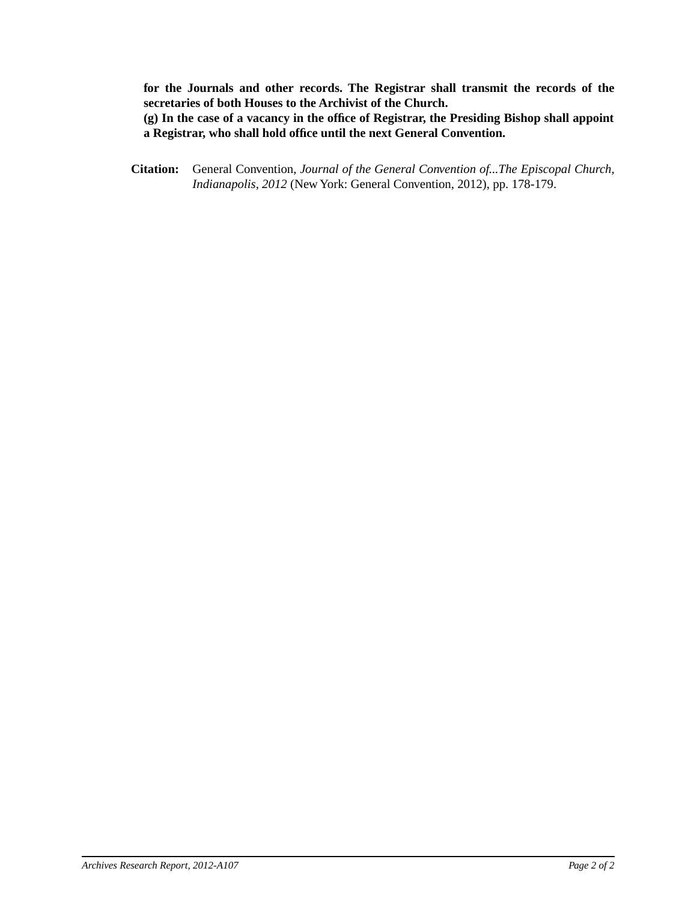**for the Journals and other records. The Registrar shall transmit the records of the secretaries of both Houses to the Archivist of the Church.**

**(g) In the case of a vacancy in the office of Registrar, the Presiding Bishop shall appoint a Registrar, who shall hold office until the next General Convention.**

**Citation:** General Convention, *Journal of the General Convention of...The Episcopal Church, Indianapolis, 2012* (New York: General Convention, 2012), pp. 178-179.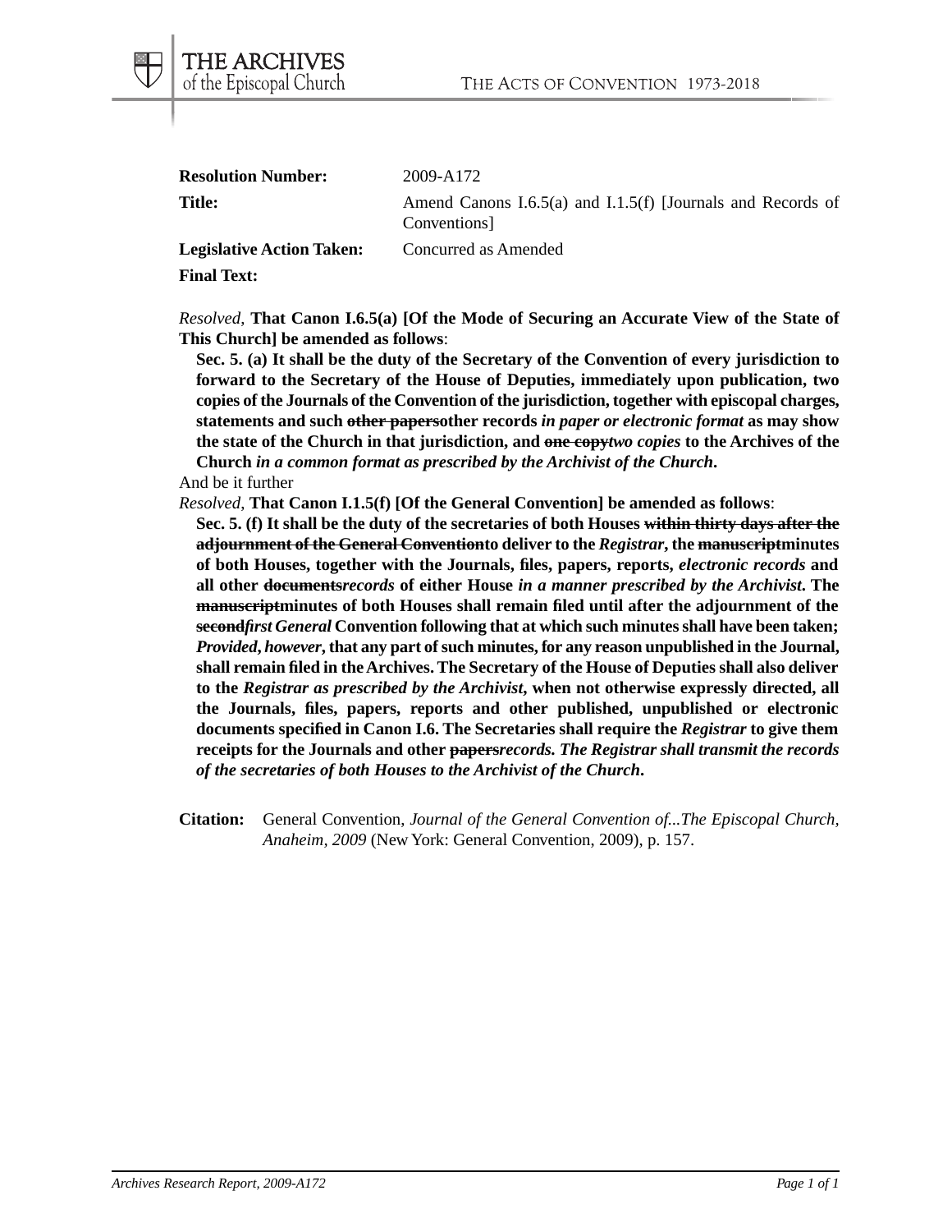**Resolution Number:** 2009-A172

**Title:** Amend Canons I.6.5(a) and I.1.5(f) [Journals and Records of Conventions]

**Legislative Action Taken:** Concurred as Amended

**Final Text:**

*Resolved,* **That Canon I.6.5(a) [Of the Mode of Securing an Accurate View of the State of This Church] be amended as follows**:

> **Sec. 5. (a) It shall be the duty of the Secretary of the Convention of every jurisdiction to forward to the Secretary of the House of Deputies, immediately upon publication, two copies of the Journals of the Convention of the jurisdiction, together with episcopal charges, statements and such ~~other papers~~other records *in paper or electronic format* as may show the state of the Church in that jurisdiction, and ~~one copy~~*two copies* to the Archives of the Church *in a common format as prescribed by the Archivist of the Church*.**

And be it further

*Resolved,* **That Canon I.1.5(f) [Of the General Convention] be amended as follows**:

> **Sec. 5. (f) It shall be the duty of the secretaries of both Houses ~~within thirty days after the adjournment of the General Convention~~to deliver to the *Registrar*, the ~~manuscript~~minutes of both Houses, together with the Journals, files, papers, reports, *electronic records* and all other ~~documents~~*records* of either House *in a manner prescribed by the Archivist*. The ~~manuscript~~minutes of both Houses shall remain filed until after the adjournment of the ~~second~~*first General* Convention following that at which such minutes shall have been taken; *Provided, however*, that any part of such minutes, for any reason unpublished in the Journal, shall remain filed in the Archives. The Secretary of the House of Deputies shall also deliver to the *Registrar as prescribed by the Archivist*, when not otherwise expressly directed, all the Journals, files, papers, reports and other published, unpublished or electronic documents specified in Canon I.6. The Secretaries shall require the *Registrar* to give them receipts for the Journals and other ~~papers~~*records. The Registrar shall transmit the records of the secretaries of both Houses to the Archivist of the Church*.**

**Citation:** General Convention, *Journal of the General Convention of...The Episcopal Church, Anaheim, 2009* (New York: General Convention, 2009), p. 157.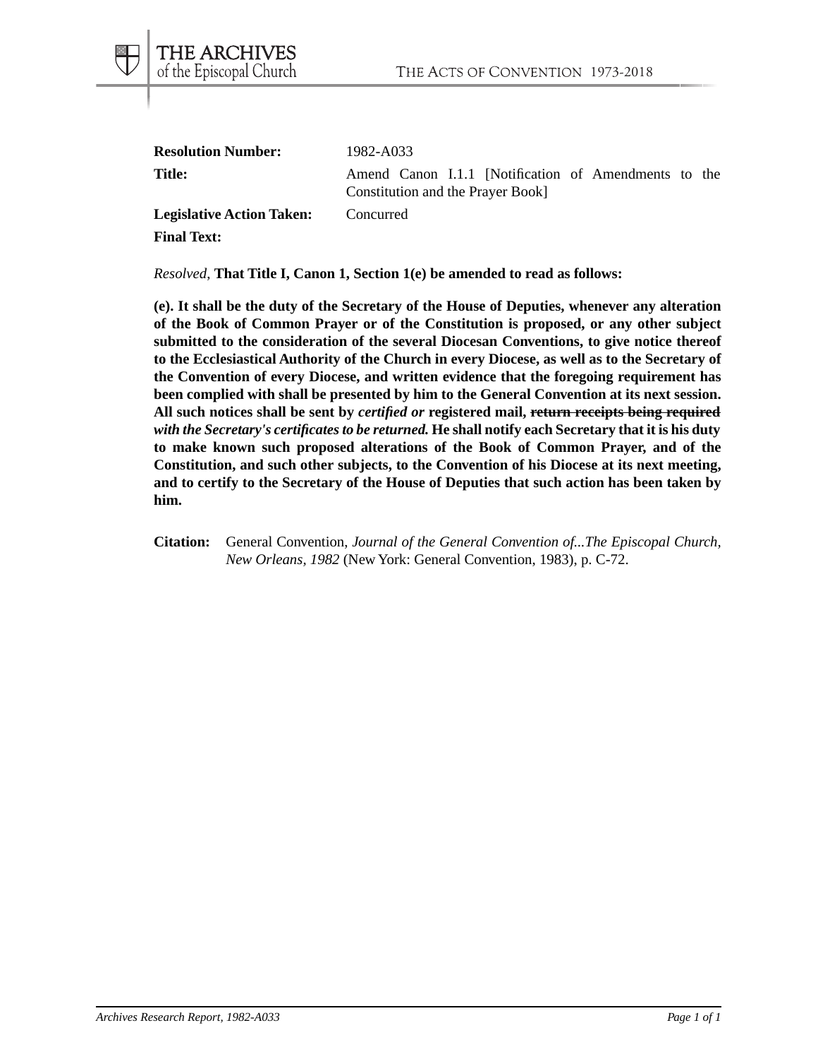**Resolution Number:** 1982-A033

**Title:** Amend Canon I.1.1 [Notification of Amendments to the Constitution and the Prayer Book]

**Legislative Action Taken:** Concurred

**Final Text:**

*Resolved,* **That Title I, Canon 1, Section 1(e) be amended to read as follows:**

**(e). It shall be the duty of the Secretary of the House of Deputies, whenever any alteration of the Book of Common Prayer or of the Constitution is proposed, or any other subject submitted to the consideration of the several Diocesan Conventions, to give notice thereof to the Ecclesiastical Authority of the Church in every Diocese, as well as to the Secretary of the Convention of every Diocese, and written evidence that the foregoing requirement has been complied with shall be presented by him to the General Convention at its next session. All such notices shall be sent by *certified or* registered mail, ~~return receipts being required~~ *with the Secretary's certificates to be returned.* He shall notify each Secretary that it is his duty to make known such proposed alterations of the Book of Common Prayer, and of the Constitution, and such other subjects, to the Convention of his Diocese at its next meeting, and to certify to the Secretary of the House of Deputies that such action has been taken by him.**

**Citation:** General Convention, *Journal of the General Convention of...The Episcopal Church, New Orleans, 1982* (New York: General Convention, 1983), p. C-72.